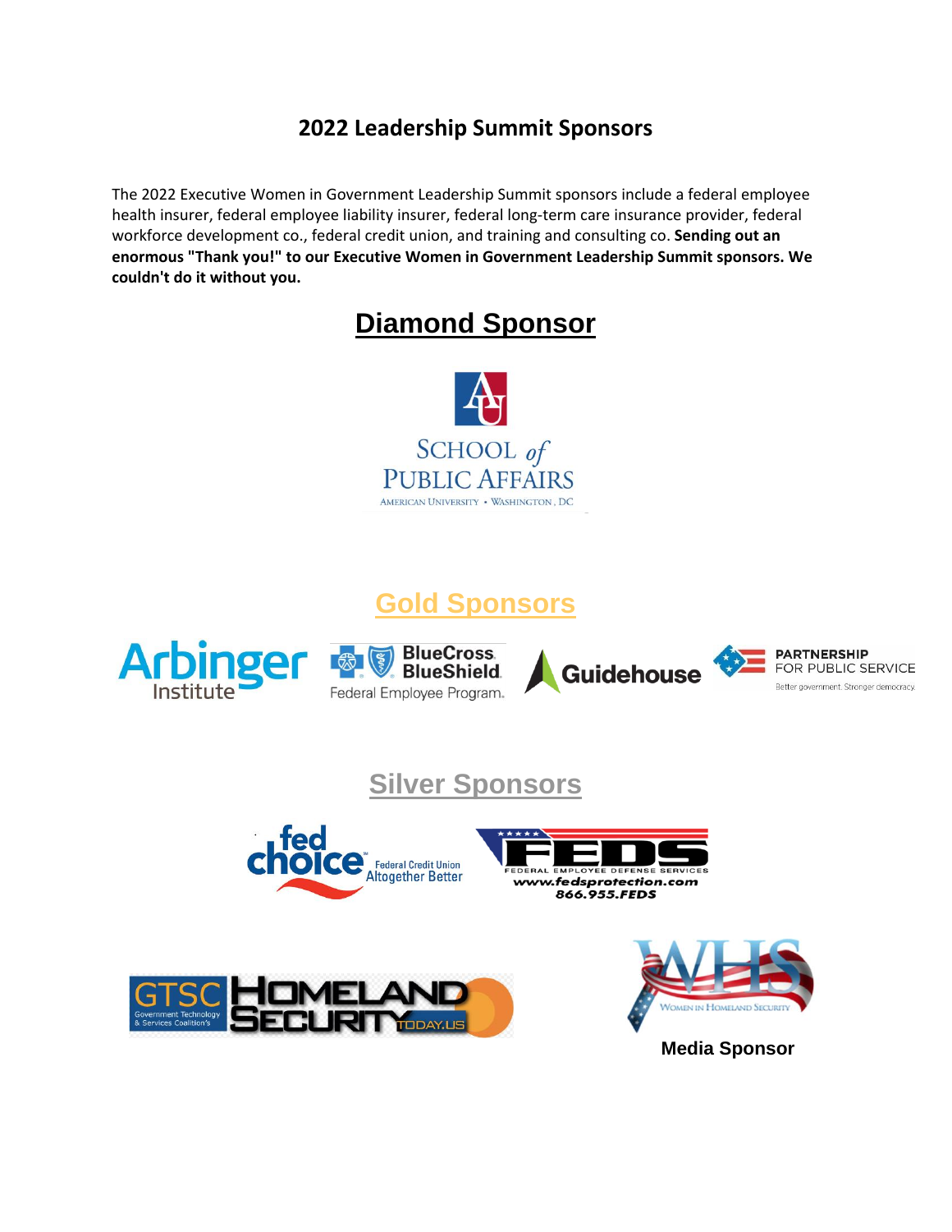## 2022 Leadership Summit Sponsors

The 2022 Executive Women in Government Leadership Summit sponsors include a federal employee health insurer, federal employee liability insurer, federal long-term care insurance provider, federal workforce development co., federal credit union, and training and consulting co. **Sending out an enormous "Thank you!" to our Executive Women in Government Leadership Summit sponsors. We couldn't do it without you.**

## Diamond Sponsor

SCHOOL of PUBLIC AFFAIRS
AMERICAN UNIVERSITY • WASHINGTON, DC

## Gold Sponsors

Arbinger Institute

BlueCross BlueShield Federal Employee Program.

Guidehouse

PARTNERSHIP FOR PUBLIC SERVICE
Better government. Stronger democracy.

## Silver Sponsors

fed choice Federal Credit Union Altogether Better

FEDS FEDERAL EMPLOYEE DEFENSE SERVICES
www.fedsprotection.com
866.955.FEDS

GTSC Government Technology & Services Coalition's HOMELAND SECURITY TODAY.US

WHS WOMEN IN HOMELAND SECURITY

**Media Sponsor**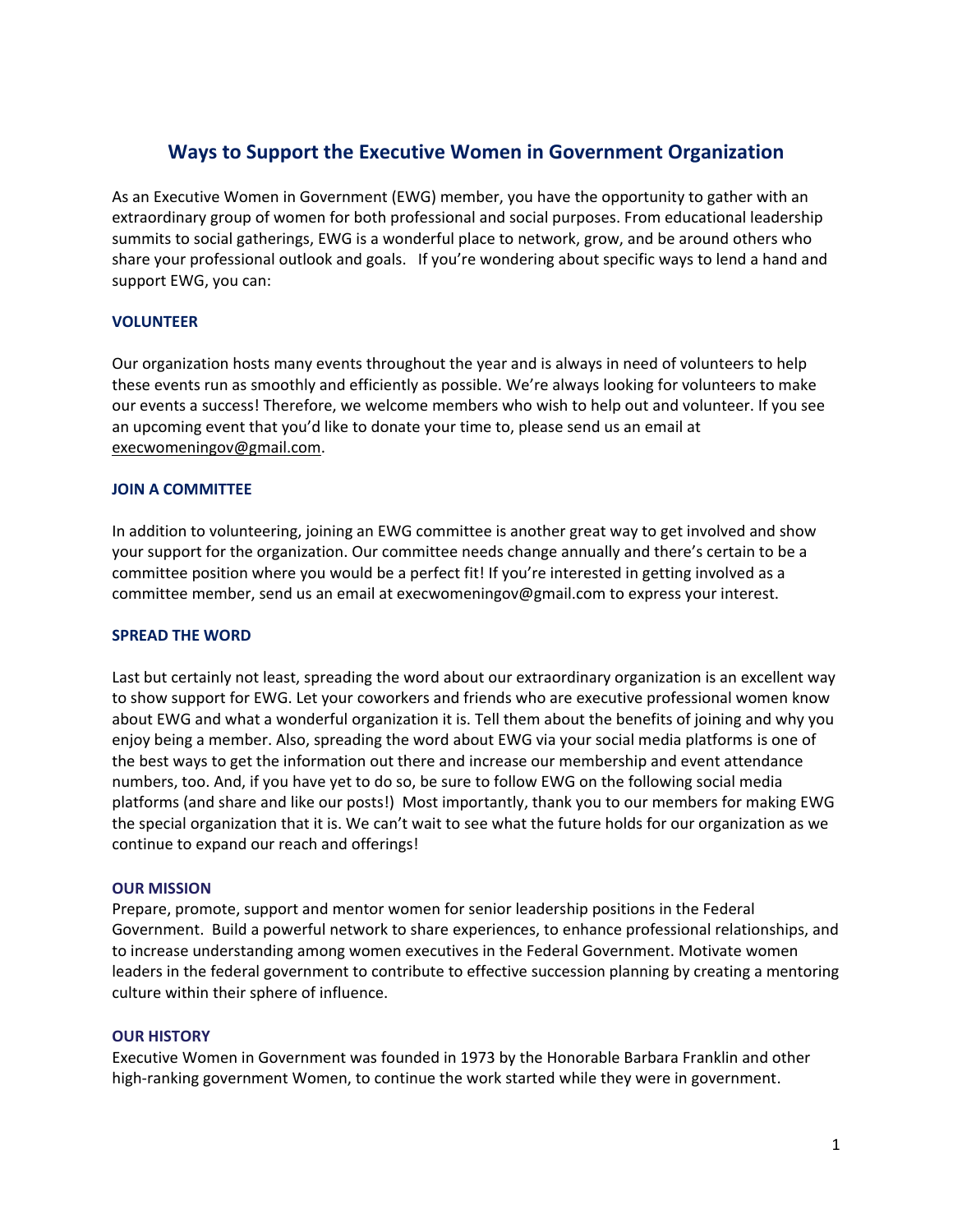# Ways to Support the Executive Women in Government Organization

As an Executive Women in Government (EWG) member, you have the opportunity to gather with an extraordinary group of women for both professional and social purposes. From educational leadership summits to social gatherings, EWG is a wonderful place to network, grow, and be around others who share your professional outlook and goals. If you're wondering about specific ways to lend a hand and support EWG, you can:

### VOLUNTEER

Our organization hosts many events throughout the year and is always in need of volunteers to help these events run as smoothly and efficiently as possible. We're always looking for volunteers to make our events a success! Therefore, we welcome members who wish to help out and volunteer. If you see an upcoming event that you'd like to donate your time to, please send us an email at execwomeningov@gmail.com.

### JOIN A COMMITTEE

In addition to volunteering, joining an EWG committee is another great way to get involved and show your support for the organization. Our committee needs change annually and there's certain to be a committee position where you would be a perfect fit! If you're interested in getting involved as a committee member, send us an email at execwomeningov@gmail.com to express your interest.

### SPREAD THE WORD

Last but certainly not least, spreading the word about our extraordinary organization is an excellent way to show support for EWG. Let your coworkers and friends who are executive professional women know about EWG and what a wonderful organization it is. Tell them about the benefits of joining and why you enjoy being a member. Also, spreading the word about EWG via your social media platforms is one of the best ways to get the information out there and increase our membership and event attendance numbers, too. And, if you have yet to do so, be sure to follow EWG on the following social media platforms (and share and like our posts!) Most importantly, thank you to our members for making EWG the special organization that it is. We can't wait to see what the future holds for our organization as we continue to expand our reach and offerings!

### OUR MISSION

Prepare, promote, support and mentor women for senior leadership positions in the Federal Government. Build a powerful network to share experiences, to enhance professional relationships, and to increase understanding among women executives in the Federal Government. Motivate women leaders in the federal government to contribute to effective succession planning by creating a mentoring culture within their sphere of influence.

### OUR HISTORY

Executive Women in Government was founded in 1973 by the Honorable Barbara Franklin and other high-ranking government Women, to continue the work started while they were in government.